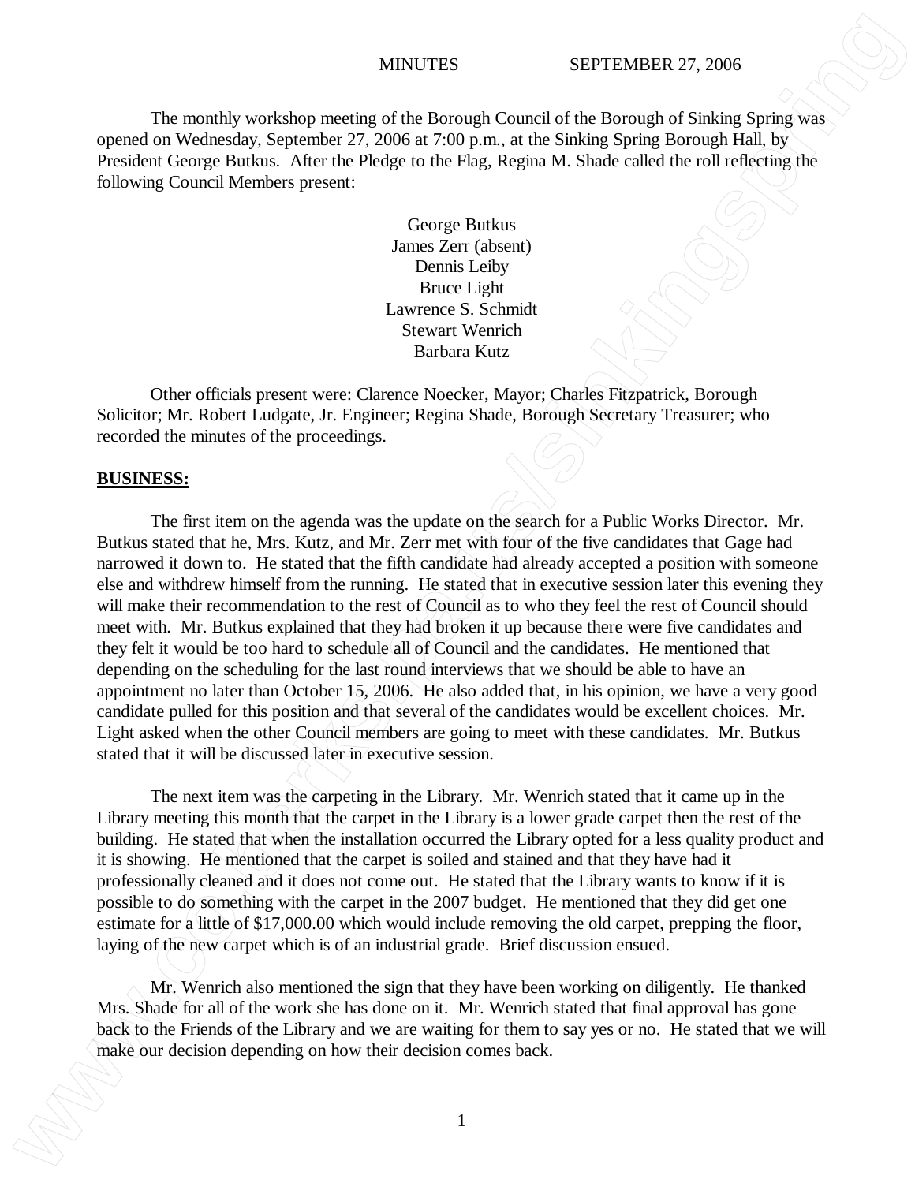MINUTES SEPTEMBER 27, 2006

The monthly workshop meeting of the Borough Council of the Borough of Sinking Spring was opened on Wednesday, September 27, 2006 at 7:00 p.m., at the Sinking Spring Borough Hall, by President George Butkus. After the Pledge to the Flag, Regina M. Shade called the roll reflecting the following Council Members present:

George Butkus
James Zerr (absent)
Dennis Leiby
Bruce Light
Lawrence S. Schmidt
Stewart Wenrich
Barbara Kutz

Other officials present were: Clarence Noecker, Mayor; Charles Fitzpatrick, Borough Solicitor; Mr. Robert Ludgate, Jr. Engineer; Regina Shade, Borough Secretary Treasurer; who recorded the minutes of the proceedings.

**BUSINESS:**

The first item on the agenda was the update on the search for a Public Works Director. Mr. Butkus stated that he, Mrs. Kutz, and Mr. Zerr met with four of the five candidates that Gage had narrowed it down to. He stated that the fifth candidate had already accepted a position with someone else and withdrew himself from the running. He stated that in executive session later this evening they will make their recommendation to the rest of Council as to who they feel the rest of Council should meet with. Mr. Butkus explained that they had broken it up because there were five candidates and they felt it would be too hard to schedule all of Council and the candidates. He mentioned that depending on the scheduling for the last round interviews that we should be able to have an appointment no later than October 15, 2006. He also added that, in his opinion, we have a very good candidate pulled for this position and that several of the candidates would be excellent choices. Mr. Light asked when the other Council members are going to meet with these candidates. Mr. Butkus stated that it will be discussed later in executive session.

The next item was the carpeting in the Library. Mr. Wenrich stated that it came up in the Library meeting this month that the carpet in the Library is a lower grade carpet then the rest of the building. He stated that when the installation occurred the Library opted for a less quality product and it is showing. He mentioned that the carpet is soiled and stained and that they have had it professionally cleaned and it does not come out. He stated that the Library wants to know if it is possible to do something with the carpet in the 2007 budget. He mentioned that they did get one estimate for a little of $17,000.00 which would include removing the old carpet, prepping the floor, laying of the new carpet which is of an industrial grade. Brief discussion ensued.

Mr. Wenrich also mentioned the sign that they have been working on diligently. He thanked Mrs. Shade for all of the work she has done on it. Mr. Wenrich stated that final approval has gone back to the Friends of the Library and we are waiting for them to say yes or no. He stated that we will make our decision depending on how their decision comes back.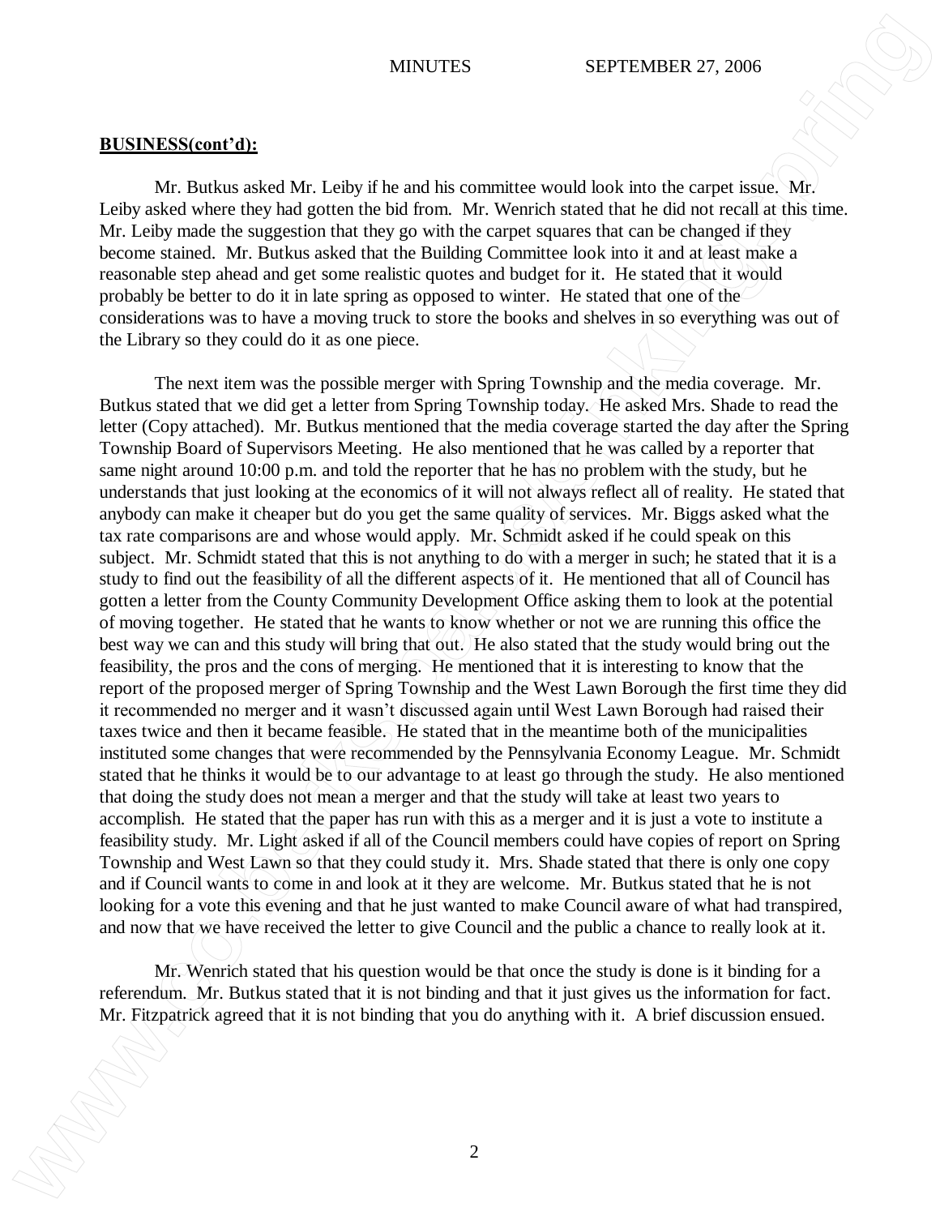**BUSINESS(cont'd):**

Mr. Butkus asked Mr. Leiby if he and his committee would look into the carpet issue. Mr. Leiby asked where they had gotten the bid from. Mr. Wenrich stated that he did not recall at this time. Mr. Leiby made the suggestion that they go with the carpet squares that can be changed if they become stained. Mr. Butkus asked that the Building Committee look into it and at least make a reasonable step ahead and get some realistic quotes and budget for it. He stated that it would probably be better to do it in late spring as opposed to winter. He stated that one of the considerations was to have a moving truck to store the books and shelves in so everything was out of the Library so they could do it as one piece.

The next item was the possible merger with Spring Township and the media coverage. Mr. Butkus stated that we did get a letter from Spring Township today. He asked Mrs. Shade to read the letter (Copy attached). Mr. Butkus mentioned that the media coverage started the day after the Spring Township Board of Supervisors Meeting. He also mentioned that he was called by a reporter that same night around 10:00 p.m. and told the reporter that he has no problem with the study, but he understands that just looking at the economics of it will not always reflect all of reality. He stated that anybody can make it cheaper but do you get the same quality of services. Mr. Biggs asked what the tax rate comparisons are and whose would apply. Mr. Schmidt asked if he could speak on this subject. Mr. Schmidt stated that this is not anything to do with a merger in such; he stated that it is a study to find out the feasibility of all the different aspects of it. He mentioned that all of Council has gotten a letter from the County Community Development Office asking them to look at the potential of moving together. He stated that he wants to know whether or not we are running this office the best way we can and this study will bring that out. He also stated that the study would bring out the feasibility, the pros and the cons of merging. He mentioned that it is interesting to know that the report of the proposed merger of Spring Township and the West Lawn Borough the first time they did it recommended no merger and it wasn't discussed again until West Lawn Borough had raised their taxes twice and then it became feasible. He stated that in the meantime both of the municipalities instituted some changes that were recommended by the Pennsylvania Economy League. Mr. Schmidt stated that he thinks it would be to our advantage to at least go through the study. He also mentioned that doing the study does not mean a merger and that the study will take at least two years to accomplish. He stated that the paper has run with this as a merger and it is just a vote to institute a feasibility study. Mr. Light asked if all of the Council members could have copies of report on Spring Township and West Lawn so that they could study it. Mrs. Shade stated that there is only one copy and if Council wants to come in and look at it they are welcome. Mr. Butkus stated that he is not looking for a vote this evening and that he just wanted to make Council aware of what had transpired, and now that we have received the letter to give Council and the public a chance to really look at it.

Mr. Wenrich stated that his question would be that once the study is done is it binding for a referendum. Mr. Butkus stated that it is not binding and that it just gives us the information for fact. Mr. Fitzpatrick agreed that it is not binding that you do anything with it. A brief discussion ensued.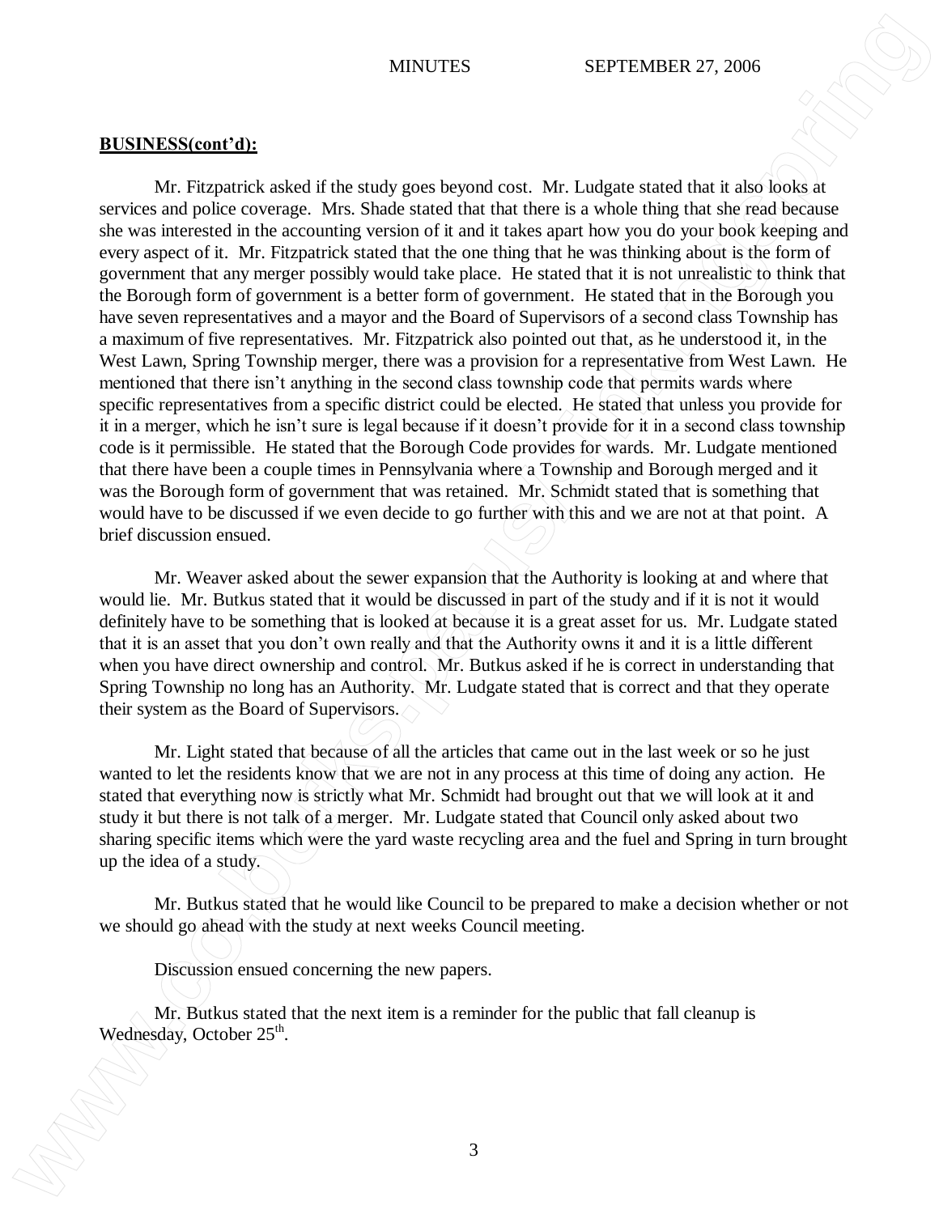**BUSINESS(cont'd):**

Mr. Fitzpatrick asked if the study goes beyond cost. Mr. Ludgate stated that it also looks at services and police coverage. Mrs. Shade stated that that there is a whole thing that she read because she was interested in the accounting version of it and it takes apart how you do your book keeping and every aspect of it. Mr. Fitzpatrick stated that the one thing that he was thinking about is the form of government that any merger possibly would take place. He stated that it is not unrealistic to think that the Borough form of government is a better form of government. He stated that in the Borough you have seven representatives and a mayor and the Board of Supervisors of a second class Township has a maximum of five representatives. Mr. Fitzpatrick also pointed out that, as he understood it, in the West Lawn, Spring Township merger, there was a provision for a representative from West Lawn. He mentioned that there isn't anything in the second class township code that permits wards where specific representatives from a specific district could be elected. He stated that unless you provide for it in a merger, which he isn't sure is legal because if it doesn't provide for it in a second class township code is it permissible. He stated that the Borough Code provides for wards. Mr. Ludgate mentioned that there have been a couple times in Pennsylvania where a Township and Borough merged and it was the Borough form of government that was retained. Mr. Schmidt stated that is something that would have to be discussed if we even decide to go further with this and we are not at that point. A brief discussion ensued.

Mr. Weaver asked about the sewer expansion that the Authority is looking at and where that would lie. Mr. Butkus stated that it would be discussed in part of the study and if it is not it would definitely have to be something that is looked at because it is a great asset for us. Mr. Ludgate stated that it is an asset that you don't own really and that the Authority owns it and it is a little different when you have direct ownership and control. Mr. Butkus asked if he is correct in understanding that Spring Township no long has an Authority. Mr. Ludgate stated that is correct and that they operate their system as the Board of Supervisors.

Mr. Light stated that because of all the articles that came out in the last week or so he just wanted to let the residents know that we are not in any process at this time of doing any action. He stated that everything now is strictly what Mr. Schmidt had brought out that we will look at it and study it but there is not talk of a merger. Mr. Ludgate stated that Council only asked about two sharing specific items which were the yard waste recycling area and the fuel and Spring in turn brought up the idea of a study.

Mr. Butkus stated that he would like Council to be prepared to make a decision whether or not we should go ahead with the study at next weeks Council meeting.

Discussion ensued concerning the new papers.

Mr. Butkus stated that the next item is a reminder for the public that fall cleanup is Wednesday, October 25th.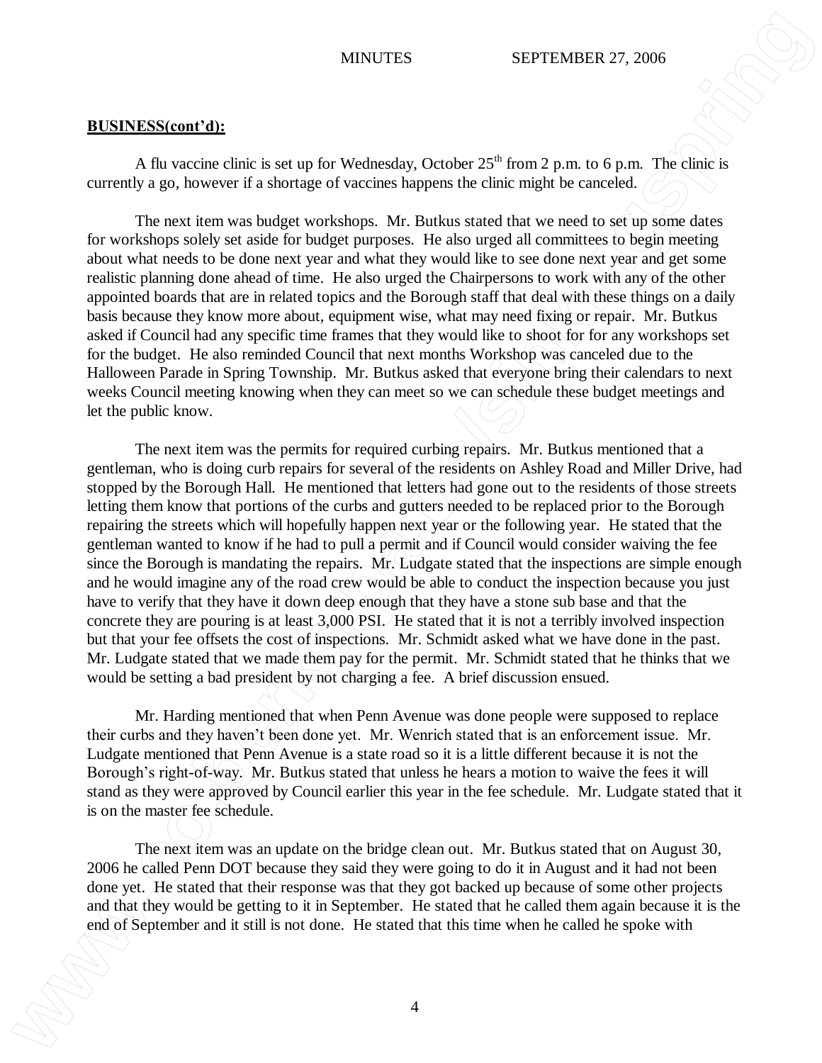**BUSINESS(cont'd):**

A flu vaccine clinic is set up for Wednesday, October 25th from 2 p.m. to 6 p.m. The clinic is currently a go, however if a shortage of vaccines happens the clinic might be canceled.

The next item was budget workshops. Mr. Butkus stated that we need to set up some dates for workshops solely set aside for budget purposes. He also urged all committees to begin meeting about what needs to be done next year and what they would like to see done next year and get some realistic planning done ahead of time. He also urged the Chairpersons to work with any of the other appointed boards that are in related topics and the Borough staff that deal with these things on a daily basis because they know more about, equipment wise, what may need fixing or repair. Mr. Butkus asked if Council had any specific time frames that they would like to shoot for for any workshops set for the budget. He also reminded Council that next months Workshop was canceled due to the Halloween Parade in Spring Township. Mr. Butkus asked that everyone bring their calendars to next weeks Council meeting knowing when they can meet so we can schedule these budget meetings and let the public know.

The next item was the permits for required curbing repairs. Mr. Butkus mentioned that a gentleman, who is doing curb repairs for several of the residents on Ashley Road and Miller Drive, had stopped by the Borough Hall. He mentioned that letters had gone out to the residents of those streets letting them know that portions of the curbs and gutters needed to be replaced prior to the Borough repairing the streets which will hopefully happen next year or the following year. He stated that the gentleman wanted to know if he had to pull a permit and if Council would consider waiving the fee since the Borough is mandating the repairs. Mr. Ludgate stated that the inspections are simple enough and he would imagine any of the road crew would be able to conduct the inspection because you just have to verify that they have it down deep enough that they have a stone sub base and that the concrete they are pouring is at least 3,000 PSI. He stated that it is not a terribly involved inspection but that your fee offsets the cost of inspections. Mr. Schmidt asked what we have done in the past. Mr. Ludgate stated that we made them pay for the permit. Mr. Schmidt stated that he thinks that we would be setting a bad president by not charging a fee. A brief discussion ensued.

Mr. Harding mentioned that when Penn Avenue was done people were supposed to replace their curbs and they haven't been done yet. Mr. Wenrich stated that is an enforcement issue. Mr. Ludgate mentioned that Penn Avenue is a state road so it is a little different because it is not the Borough's right-of-way. Mr. Butkus stated that unless he hears a motion to waive the fees it will stand as they were approved by Council earlier this year in the fee schedule. Mr. Ludgate stated that it is on the master fee schedule.

The next item was an update on the bridge clean out. Mr. Butkus stated that on August 30, 2006 he called Penn DOT because they said they were going to do it in August and it had not been done yet. He stated that their response was that they got backed up because of some other projects and that they would be getting to it in September. He stated that he called them again because it is the end of September and it still is not done. He stated that this time when he called he spoke with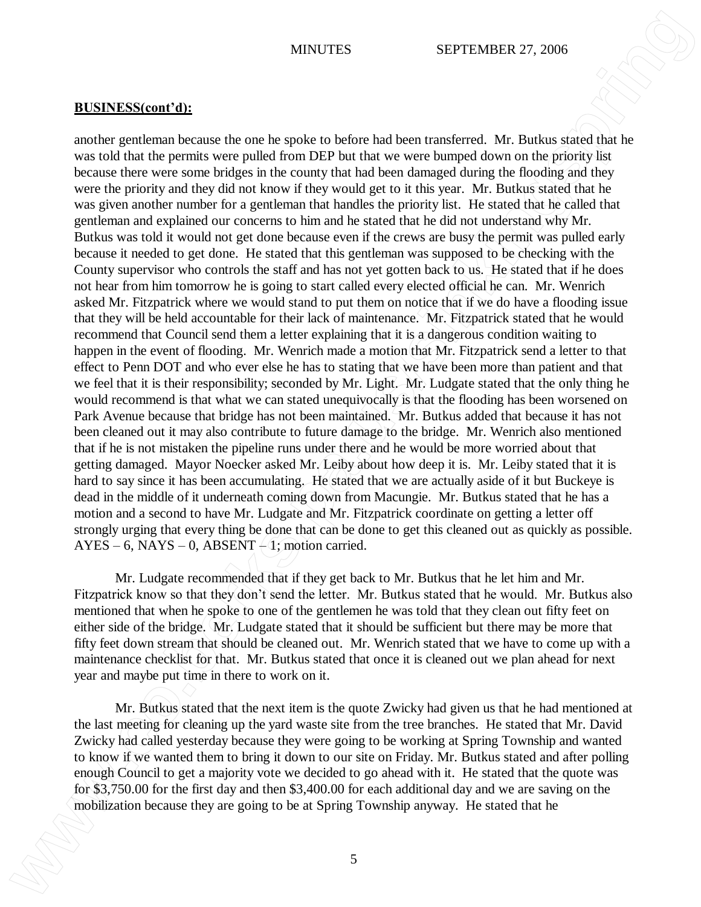**BUSINESS(cont'd):**

another gentleman because the one he spoke to before had been transferred. Mr. Butkus stated that he was told that the permits were pulled from DEP but that we were bumped down on the priority list because there were some bridges in the county that had been damaged during the flooding and they were the priority and they did not know if they would get to it this year. Mr. Butkus stated that he was given another number for a gentleman that handles the priority list. He stated that he called that gentleman and explained our concerns to him and he stated that he did not understand why Mr. Butkus was told it would not get done because even if the crews are busy the permit was pulled early because it needed to get done. He stated that this gentleman was supposed to be checking with the County supervisor who controls the staff and has not yet gotten back to us. He stated that if he does not hear from him tomorrow he is going to start called every elected official he can. Mr. Wenrich asked Mr. Fitzpatrick where we would stand to put them on notice that if we do have a flooding issue that they will be held accountable for their lack of maintenance. Mr. Fitzpatrick stated that he would recommend that Council send them a letter explaining that it is a dangerous condition waiting to happen in the event of flooding. Mr. Wenrich made a motion that Mr. Fitzpatrick send a letter to that effect to Penn DOT and who ever else he has to stating that we have been more than patient and that we feel that it is their responsibility; seconded by Mr. Light. Mr. Ludgate stated that the only thing he would recommend is that what we can stated unequivocally is that the flooding has been worsened on Park Avenue because that bridge has not been maintained. Mr. Butkus added that because it has not been cleaned out it may also contribute to future damage to the bridge. Mr. Wenrich also mentioned that if he is not mistaken the pipeline runs under there and he would be more worried about that getting damaged. Mayor Noecker asked Mr. Leiby about how deep it is. Mr. Leiby stated that it is hard to say since it has been accumulating. He stated that we are actually aside of it but Buckeye is dead in the middle of it underneath coming down from Macungie. Mr. Butkus stated that he has a motion and a second to have Mr. Ludgate and Mr. Fitzpatrick coordinate on getting a letter off strongly urging that every thing be done that can be done to get this cleaned out as quickly as possible. AYES – 6, NAYS – 0, ABSENT – 1; motion carried.

Mr. Ludgate recommended that if they get back to Mr. Butkus that he let him and Mr. Fitzpatrick know so that they don't send the letter. Mr. Butkus stated that he would. Mr. Butkus also mentioned that when he spoke to one of the gentlemen he was told that they clean out fifty feet on either side of the bridge. Mr. Ludgate stated that it should be sufficient but there may be more that fifty feet down stream that should be cleaned out. Mr. Wenrich stated that we have to come up with a maintenance checklist for that. Mr. Butkus stated that once it is cleaned out we plan ahead for next year and maybe put time in there to work on it.

Mr. Butkus stated that the next item is the quote Zwicky had given us that he had mentioned at the last meeting for cleaning up the yard waste site from the tree branches. He stated that Mr. David Zwicky had called yesterday because they were going to be working at Spring Township and wanted to know if we wanted them to bring it down to our site on Friday. Mr. Butkus stated and after polling enough Council to get a majority vote we decided to go ahead with it. He stated that the quote was for $3,750.00 for the first day and then $3,400.00 for each additional day and we are saving on the mobilization because they are going to be at Spring Township anyway. He stated that he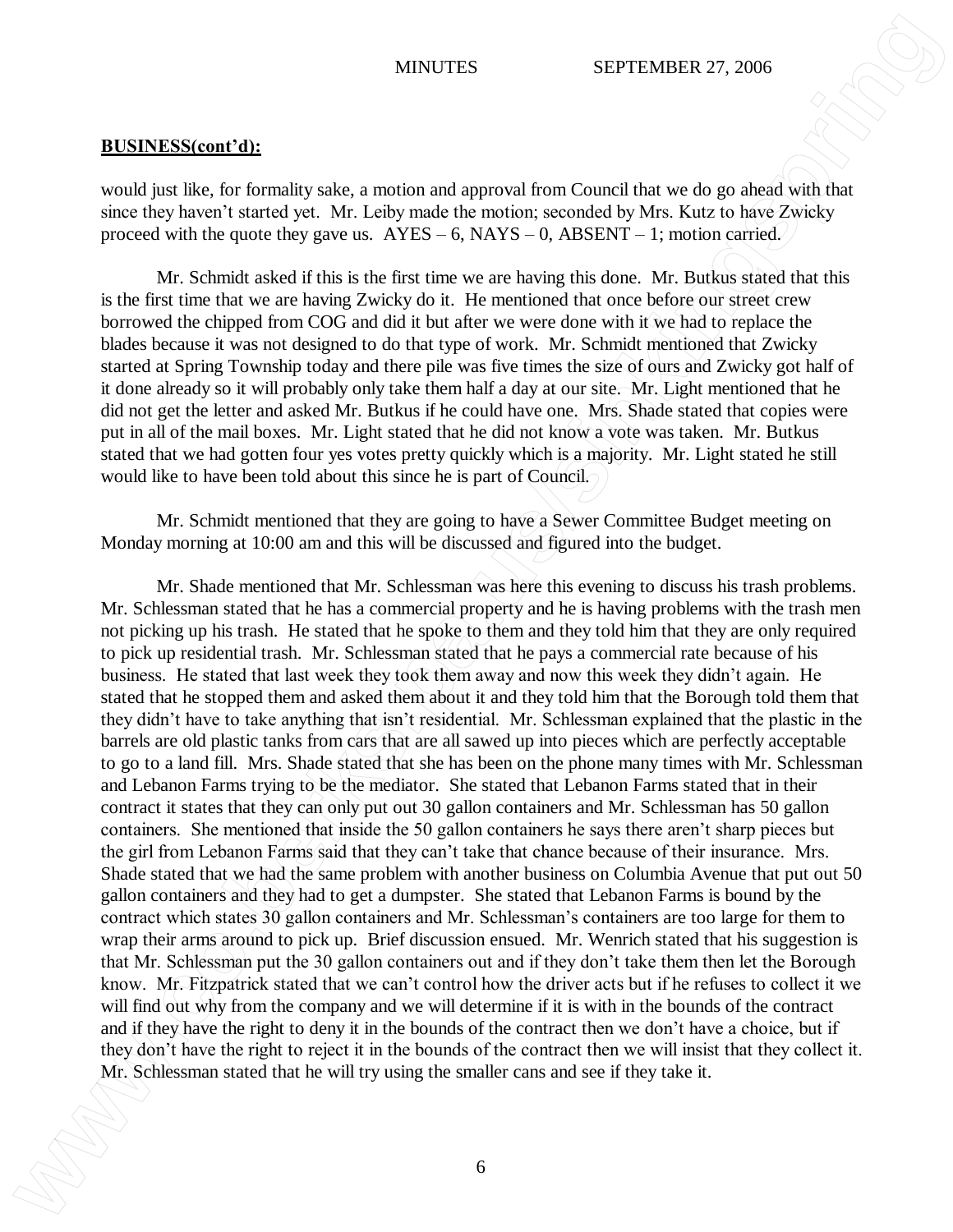**BUSINESS(cont'd):**

would just like, for formality sake, a motion and approval from Council that we do go ahead with that since they haven't started yet. Mr. Leiby made the motion; seconded by Mrs. Kutz to have Zwicky proceed with the quote they gave us. AYES – 6, NAYS – 0, ABSENT – 1; motion carried.

Mr. Schmidt asked if this is the first time we are having this done. Mr. Butkus stated that this is the first time that we are having Zwicky do it. He mentioned that once before our street crew borrowed the chipped from COG and did it but after we were done with it we had to replace the blades because it was not designed to do that type of work. Mr. Schmidt mentioned that Zwicky started at Spring Township today and there pile was five times the size of ours and Zwicky got half of it done already so it will probably only take them half a day at our site. Mr. Light mentioned that he did not get the letter and asked Mr. Butkus if he could have one. Mrs. Shade stated that copies were put in all of the mail boxes. Mr. Light stated that he did not know a vote was taken. Mr. Butkus stated that we had gotten four yes votes pretty quickly which is a majority. Mr. Light stated he still would like to have been told about this since he is part of Council.

Mr. Schmidt mentioned that they are going to have a Sewer Committee Budget meeting on Monday morning at 10:00 am and this will be discussed and figured into the budget.

Mr. Shade mentioned that Mr. Schlessman was here this evening to discuss his trash problems. Mr. Schlessman stated that he has a commercial property and he is having problems with the trash men not picking up his trash. He stated that he spoke to them and they told him that they are only required to pick up residential trash. Mr. Schlessman stated that he pays a commercial rate because of his business. He stated that last week they took them away and now this week they didn't again. He stated that he stopped them and asked them about it and they told him that the Borough told them that they didn't have to take anything that isn't residential. Mr. Schlessman explained that the plastic in the barrels are old plastic tanks from cars that are all sawed up into pieces which are perfectly acceptable to go to a land fill. Mrs. Shade stated that she has been on the phone many times with Mr. Schlessman and Lebanon Farms trying to be the mediator. She stated that Lebanon Farms stated that in their contract it states that they can only put out 30 gallon containers and Mr. Schlessman has 50 gallon containers. She mentioned that inside the 50 gallon containers he says there aren't sharp pieces but the girl from Lebanon Farms said that they can't take that chance because of their insurance. Mrs. Shade stated that we had the same problem with another business on Columbia Avenue that put out 50 gallon containers and they had to get a dumpster. She stated that Lebanon Farms is bound by the contract which states 30 gallon containers and Mr. Schlessman's containers are too large for them to wrap their arms around to pick up. Brief discussion ensued. Mr. Wenrich stated that his suggestion is that Mr. Schlessman put the 30 gallon containers out and if they don't take them then let the Borough know. Mr. Fitzpatrick stated that we can't control how the driver acts but if he refuses to collect it we will find out why from the company and we will determine if it is with in the bounds of the contract and if they have the right to deny it in the bounds of the contract then we don't have a choice, but if they don't have the right to reject it in the bounds of the contract then we will insist that they collect it. Mr. Schlessman stated that he will try using the smaller cans and see if they take it.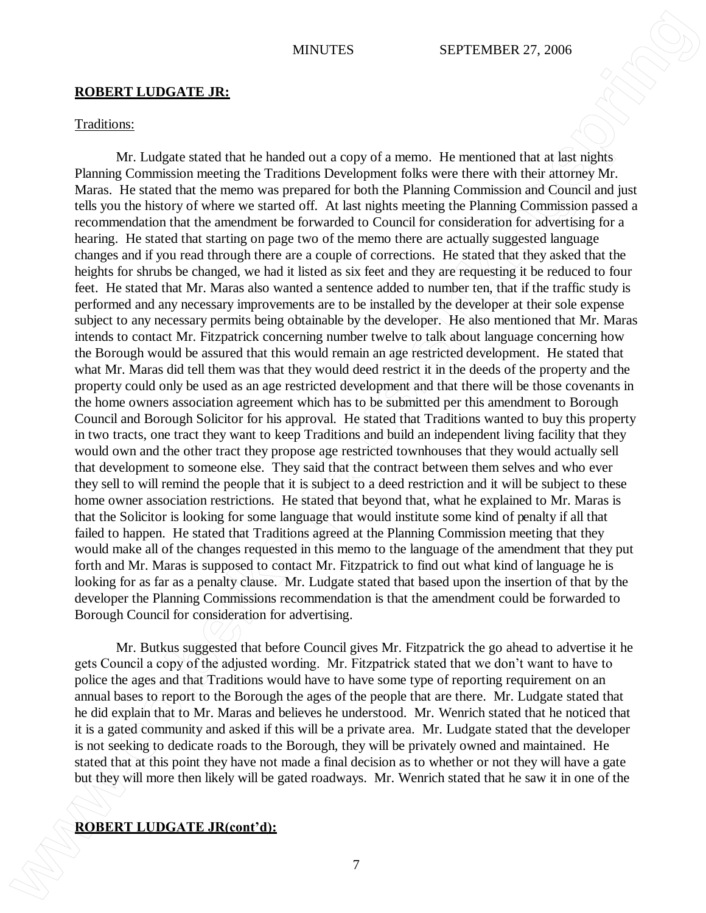**ROBERT LUDGATE JR:**

Traditions:

Mr. Ludgate stated that he handed out a copy of a memo. He mentioned that at last nights Planning Commission meeting the Traditions Development folks were there with their attorney Mr. Maras. He stated that the memo was prepared for both the Planning Commission and Council and just tells you the history of where we started off. At last nights meeting the Planning Commission passed a recommendation that the amendment be forwarded to Council for consideration for advertising for a hearing. He stated that starting on page two of the memo there are actually suggested language changes and if you read through there are a couple of corrections. He stated that they asked that the heights for shrubs be changed, we had it listed as six feet and they are requesting it be reduced to four feet. He stated that Mr. Maras also wanted a sentence added to number ten, that if the traffic study is performed and any necessary improvements are to be installed by the developer at their sole expense subject to any necessary permits being obtainable by the developer. He also mentioned that Mr. Maras intends to contact Mr. Fitzpatrick concerning number twelve to talk about language concerning how the Borough would be assured that this would remain an age restricted development. He stated that what Mr. Maras did tell them was that they would deed restrict it in the deeds of the property and the property could only be used as an age restricted development and that there will be those covenants in the home owners association agreement which has to be submitted per this amendment to Borough Council and Borough Solicitor for his approval. He stated that Traditions wanted to buy this property in two tracts, one tract they want to keep Traditions and build an independent living facility that they would own and the other tract they propose age restricted townhouses that they would actually sell that development to someone else. They said that the contract between them selves and who ever they sell to will remind the people that it is subject to a deed restriction and it will be subject to these home owner association restrictions. He stated that beyond that, what he explained to Mr. Maras is that the Solicitor is looking for some language that would institute some kind of penalty if all that failed to happen. He stated that Traditions agreed at the Planning Commission meeting that they would make all of the changes requested in this memo to the language of the amendment that they put forth and Mr. Maras is supposed to contact Mr. Fitzpatrick to find out what kind of language he is looking for as far as a penalty clause. Mr. Ludgate stated that based upon the insertion of that by the developer the Planning Commissions recommendation is that the amendment could be forwarded to Borough Council for consideration for advertising.

Mr. Butkus suggested that before Council gives Mr. Fitzpatrick the go ahead to advertise it he gets Council a copy of the adjusted wording. Mr. Fitzpatrick stated that we don't want to have to police the ages and that Traditions would have to have some type of reporting requirement on an annual bases to report to the Borough the ages of the people that are there. Mr. Ludgate stated that he did explain that to Mr. Maras and believes he understood. Mr. Wenrich stated that he noticed that it is a gated community and asked if this will be a private area. Mr. Ludgate stated that the developer is not seeking to dedicate roads to the Borough, they will be privately owned and maintained. He stated that at this point they have not made a final decision as to whether or not they will have a gate but they will more then likely will be gated roadways. Mr. Wenrich stated that he saw it in one of the

**ROBERT LUDGATE JR(cont'd):**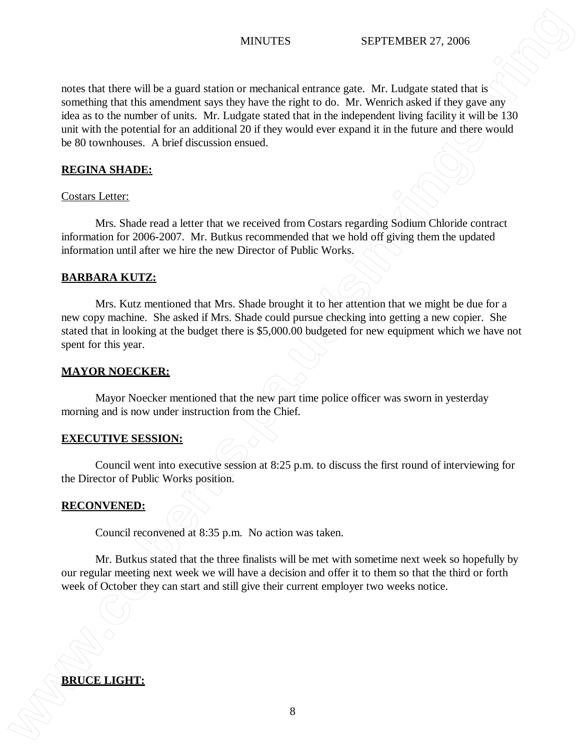notes that there will be a guard station or mechanical entrance gate. Mr. Ludgate stated that is something that this amendment says they have the right to do. Mr. Wenrich asked if they gave any idea as to the number of units. Mr. Ludgate stated that in the independent living facility it will be 130 unit with the potential for an additional 20 if they would ever expand it in the future and there would be 80 townhouses. A brief discussion ensued.

**REGINA SHADE:**

Costars Letter:

Mrs. Shade read a letter that we received from Costars regarding Sodium Chloride contract information for 2006-2007. Mr. Butkus recommended that we hold off giving them the updated information until after we hire the new Director of Public Works.

**BARBARA KUTZ:**

Mrs. Kutz mentioned that Mrs. Shade brought it to her attention that we might be due for a new copy machine. She asked if Mrs. Shade could pursue checking into getting a new copier. She stated that in looking at the budget there is $5,000.00 budgeted for new equipment which we have not spent for this year.

**MAYOR NOECKER:**

Mayor Noecker mentioned that the new part time police officer was sworn in yesterday morning and is now under instruction from the Chief.

**EXECUTIVE SESSION:**

Council went into executive session at 8:25 p.m. to discuss the first round of interviewing for the Director of Public Works position.

**RECONVENED:**

Council reconvened at 8:35 p.m. No action was taken.

Mr. Butkus stated that the three finalists will be met with sometime next week so hopefully by our regular meeting next week we will have a decision and offer it to them so that the third or forth week of October they can start and still give their current employer two weeks notice.

**BRUCE LIGHT:**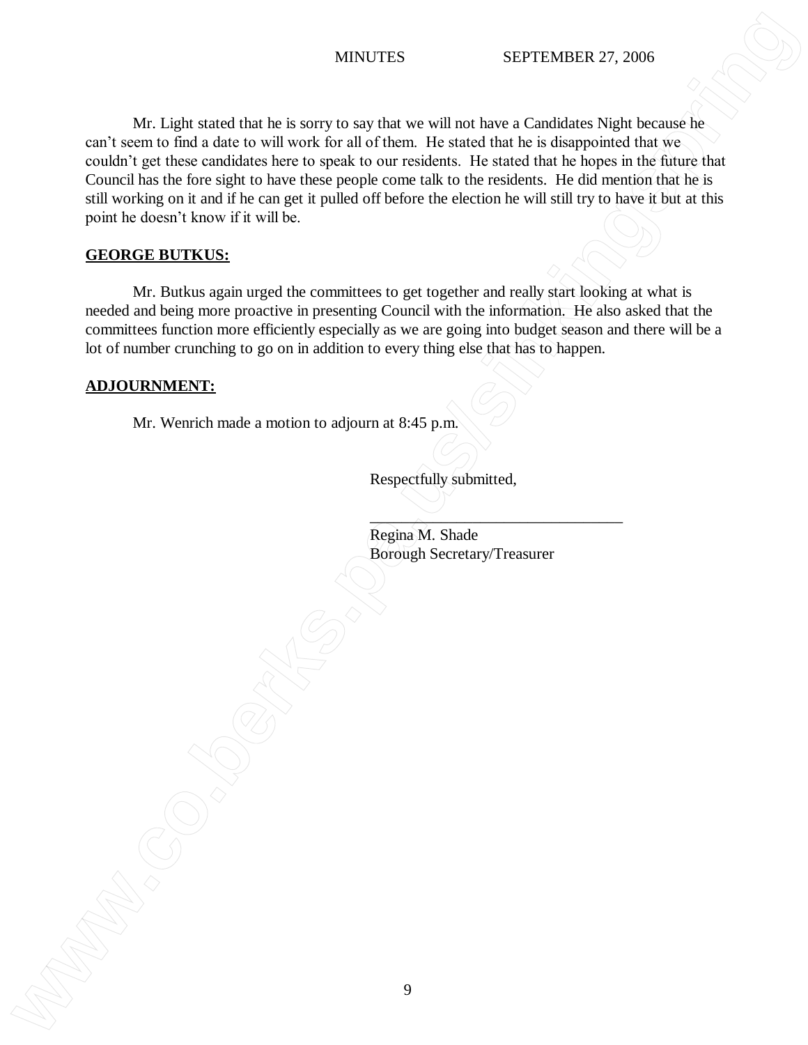Mr. Light stated that he is sorry to say that we will not have a Candidates Night because he can't seem to find a date to will work for all of them. He stated that he is disappointed that we couldn't get these candidates here to speak to our residents. He stated that he hopes in the future that Council has the fore sight to have these people come talk to the residents. He did mention that he is still working on it and if he can get it pulled off before the election he will still try to have it but at this point he doesn't know if it will be.

**GEORGE BUTKUS:**

Mr. Butkus again urged the committees to get together and really start looking at what is needed and being more proactive in presenting Council with the information. He also asked that the committees function more efficiently especially as we are going into budget season and there will be a lot of number crunching to go on in addition to every thing else that has to happen.

**ADJOURNMENT:**

Mr. Wenrich made a motion to adjourn at 8:45 p.m.

Respectfully submitted,

________________________________

Regina M. Shade
Borough Secretary/Treasurer